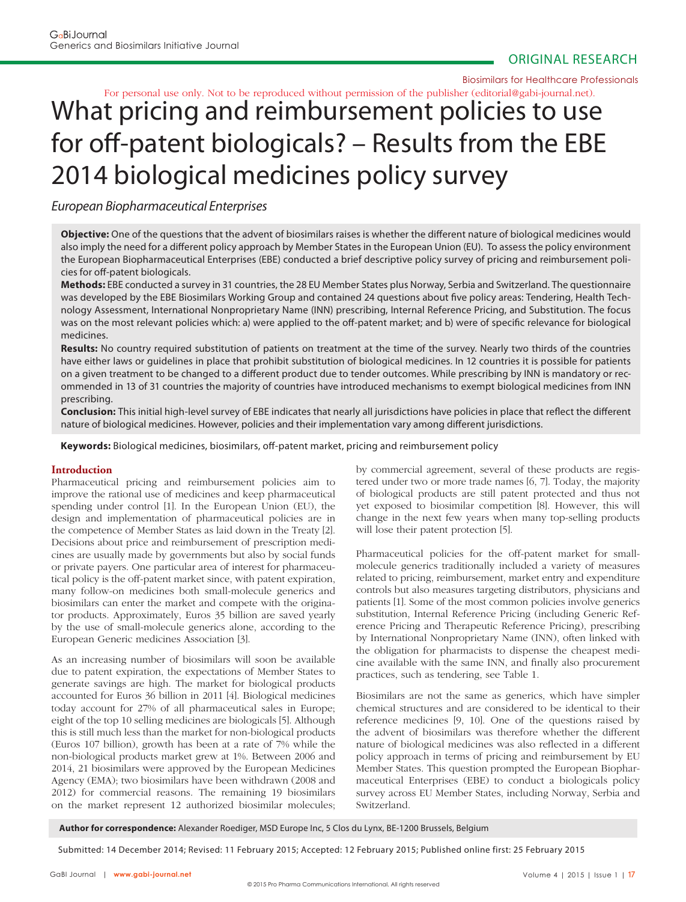ORIGINAL RESEARCH

Biosimilars for Healthcare Professionals

For personal use only. Not to be reproduced without permission of the publisher (editorial@gabi-journal.net).

# What pricing and reimbursement policies to use for off-patent biologicals? – Results from the EBE 2014 biological medicines policy survey

*European Biopharmaceutical Enterprises*

**Objective:** One of the questions that the advent of biosimilars raises is whether the different nature of biological medicines would also imply the need for a different policy approach by Member States in the European Union (EU). To assess the policy environment the European Biopharmaceutical Enterprises (EBE) conducted a brief descriptive policy survey of pricing and reimbursement policies for off-patent biologicals.

**Methods:** EBE conducted a survey in 31 countries, the 28 EU Member States plus Norway, Serbia and Switzerland. The questionnaire was developed by the EBE Biosimilars Working Group and contained 24 questions about five policy areas: Tendering, Health Technology Assessment, International Nonproprietary Name (INN) prescribing, Internal Reference Pricing, and Substitution. The focus was on the most relevant policies which: a) were applied to the off-patent market; and b) were of specific relevance for biological medicines.

**Results:** No country required substitution of patients on treatment at the time of the survey. Nearly two thirds of the countries have either laws or guidelines in place that prohibit substitution of biological medicines. In 12 countries it is possible for patients on a given treatment to be changed to a different product due to tender outcomes. While prescribing by INN is mandatory or recommended in 13 of 31 countries the majority of countries have introduced mechanisms to exempt biological medicines from INN prescribing.

**Conclusion:** This initial high-level survey of EBE indicates that nearly all jurisdictions have policies in place that reflect the different nature of biological medicines. However, policies and their implementation vary among different jurisdictions.

**Keywords:** Biological medicines, biosimilars, off-patent market, pricing and reimbursement policy

## Introduction

Pharmaceutical pricing and reimbursement policies aim to improve the rational use of medicines and keep pharmaceutical spending under control [1]. In the European Union (EU), the design and implementation of pharmaceutical policies are in the competence of Member States as laid down in the Treaty [2]. Decisions about price and reimbursement of prescription medicines are usually made by governments but also by social funds or private payers. One particular area of interest for pharmaceutical policy is the off-patent market since, with patent expiration, many follow-on medicines both small-molecule generics and biosimilars can enter the market and compete with the originator products. Approximately, Euros 35 billion are saved yearly by the use of small-molecule generics alone, according to the European Generic medicines Association [3].

As an increasing number of biosimilars will soon be available due to patent expiration, the expectations of Member States to generate savings are high. The market for biological products accounted for Euros 36 billion in 2011 [4]. Biological medicines today account for 27% of all pharmaceutical sales in Europe; eight of the top 10 selling medicines are biologicals [5]. Although this is still much less than the market for non-biological products (Euros 107 billion), growth has been at a rate of 7% while the non-biological products market grew at 1%. Between 2006 and 2014, 21 biosimilars were approved by the European Medicines Agency (EMA); two biosimilars have been withdrawn (2008 and 2012) for commercial reasons. The remaining 19 biosimilars on the market represent 12 authorized biosimilar molecules; by commercial agreement, several of these products are registered under two or more trade names [6, 7]. Today, the majority of biological products are still patent protected and thus not yet exposed to biosimilar competition [8]. However, this will change in the next few years when many top-selling products will lose their patent protection [5].

Pharmaceutical policies for the off-patent market for small-molecule generics traditionally included a variety of measures related to pricing, reimbursement, market entry and expenditure controls but also measures targeting distributors, physicians and patients [1]. Some of the most common policies involve generics substitution, Internal Reference Pricing (including Generic Reference Pricing and Therapeutic Reference Pricing), prescribing by International Nonproprietary Name (INN), often linked with the obligation for pharmacists to dispense the cheapest medicine available with the same INN, and finally also procurement practices, such as tendering, see Table 1.

Biosimilars are not the same as generics, which have simpler chemical structures and are considered to be identical to their reference medicines [9, 10]. One of the questions raised by the advent of biosimilars was therefore whether the different nature of biological medicines was also reflected in a different policy approach in terms of pricing and reimbursement by EU Member States. This question prompted the European Biopharmaceutical Enterprises (EBE) to conduct a biologicals policy survey across EU Member States, including Norway, Serbia and Switzerland.

**Author for correspondence:** Alexander Roediger, MSD Europe Inc, 5 Clos du Lynx, BE-1200 Brussels, Belgium

Submitted: 14 December 2014; Revised: 11 February 2015; Accepted: 12 February 2015; Published online first: 25 February 2015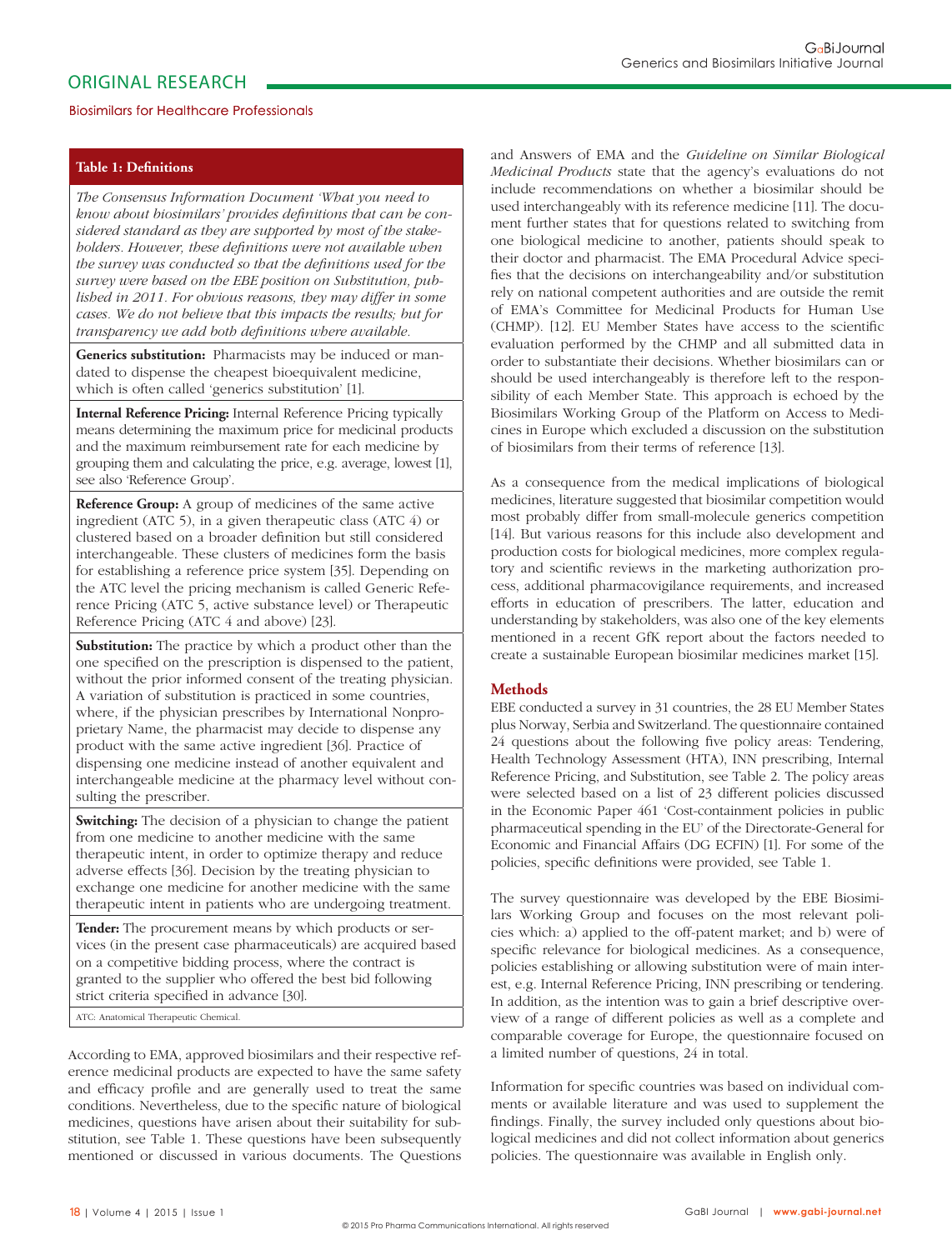**Table 1: Definitions**

*The Consensus Information Document 'What you need to know about biosimilars' provides definitions that can be considered standard as they are supported by most of the stakeholders. However, these definitions were not available when the survey was conducted so that the definitions used for the survey were based on the EBE position on Substitution, published in 2011. For obvious reasons, they may differ in some cases. We do not believe that this impacts the results; but for transparency we add both definitions where available.*

**Generics substitution:** Pharmacists may be induced or mandated to dispense the cheapest bioequivalent medicine, which is often called 'generics substitution' [1].

**Internal Reference Pricing:** Internal Reference Pricing typically means determining the maximum price for medicinal products and the maximum reimbursement rate for each medicine by grouping them and calculating the price, e.g. average, lowest [1], see also 'Reference Group'.

**Reference Group:** A group of medicines of the same active ingredient (ATC 5), in a given therapeutic class (ATC 4) or clustered based on a broader definition but still considered interchangeable. These clusters of medicines form the basis for establishing a reference price system [35]. Depending on the ATC level the pricing mechanism is called Generic Reference Pricing (ATC 5, active substance level) or Therapeutic Reference Pricing (ATC 4 and above) [23].

**Substitution:** The practice by which a product other than the one specified on the prescription is dispensed to the patient, without the prior informed consent of the treating physician. A variation of substitution is practiced in some countries, where, if the physician prescribes by International Nonproprietary Name, the pharmacist may decide to dispense any product with the same active ingredient [36]. Practice of dispensing one medicine instead of another equivalent and interchangeable medicine at the pharmacy level without consulting the prescriber.

**Switching:** The decision of a physician to change the patient from one medicine to another medicine with the same therapeutic intent, in order to optimize therapy and reduce adverse effects [36]. Decision by the treating physician to exchange one medicine for another medicine with the same therapeutic intent in patients who are undergoing treatment.

**Tender:** The procurement means by which products or services (in the present case pharmaceuticals) are acquired based on a competitive bidding process, where the contract is granted to the supplier who offered the best bid following strict criteria specified in advance [30].

ATC: Anatomical Therapeutic Chemical.

According to EMA, approved biosimilars and their respective reference medicinal products are expected to have the same safety and efficacy profile and are generally used to treat the same conditions. Nevertheless, due to the specific nature of biological medicines, questions have arisen about their suitability for substitution, see Table 1. These questions have been subsequently mentioned or discussed in various documents. The Questions and Answers of EMA and the *Guideline on Similar Biological Medicinal Products* state that the agency's evaluations do not include recommendations on whether a biosimilar should be used interchangeably with its reference medicine [11]. The document further states that for questions related to switching from one biological medicine to another, patients should speak to their doctor and pharmacist. The EMA Procedural Advice specifies that the decisions on interchangeability and/or substitution rely on national competent authorities and are outside the remit of EMA's Committee for Medicinal Products for Human Use (CHMP). [12]. EU Member States have access to the scientific evaluation performed by the CHMP and all submitted data in order to substantiate their decisions. Whether biosimilars can or should be used interchangeably is therefore left to the responsibility of each Member State. This approach is echoed by the Biosimilars Working Group of the Platform on Access to Medicines in Europe which excluded a discussion on the substitution of biosimilars from their terms of reference [13].

As a consequence from the medical implications of biological medicines, literature suggested that biosimilar competition would most probably differ from small-molecule generics competition [14]. But various reasons for this include also development and production costs for biological medicines, more complex regulatory and scientific reviews in the marketing authorization process, additional pharmacovigilance requirements, and increased efforts in education of prescribers. The latter, education and understanding by stakeholders, was also one of the key elements mentioned in a recent GfK report about the factors needed to create a sustainable European biosimilar medicines market [15].

## Methods

EBE conducted a survey in 31 countries, the 28 EU Member States plus Norway, Serbia and Switzerland. The questionnaire contained 24 questions about the following five policy areas: Tendering, Health Technology Assessment (HTA), INN prescribing, Internal Reference Pricing, and Substitution, see Table 2. The policy areas were selected based on a list of 23 different policies discussed in the Economic Paper 461 'Cost-containment policies in public pharmaceutical spending in the EU' of the Directorate-General for Economic and Financial Affairs (DG ECFIN) [1]. For some of the policies, specific definitions were provided, see Table 1.

The survey questionnaire was developed by the EBE Biosimilars Working Group and focuses on the most relevant policies which: a) applied to the off-patent market; and b) were of specific relevance for biological medicines. As a consequence, policies establishing or allowing substitution were of main interest, e.g. Internal Reference Pricing, INN prescribing or tendering. In addition, as the intention was to gain a brief descriptive overview of a range of different policies as well as a complete and comparable coverage for Europe, the questionnaire focused on a limited number of questions, 24 in total.

Information for specific countries was based on individual comments or available literature and was used to supplement the findings. Finally, the survey included only questions about biological medicines and did not collect information about generics policies. The questionnaire was available in English only.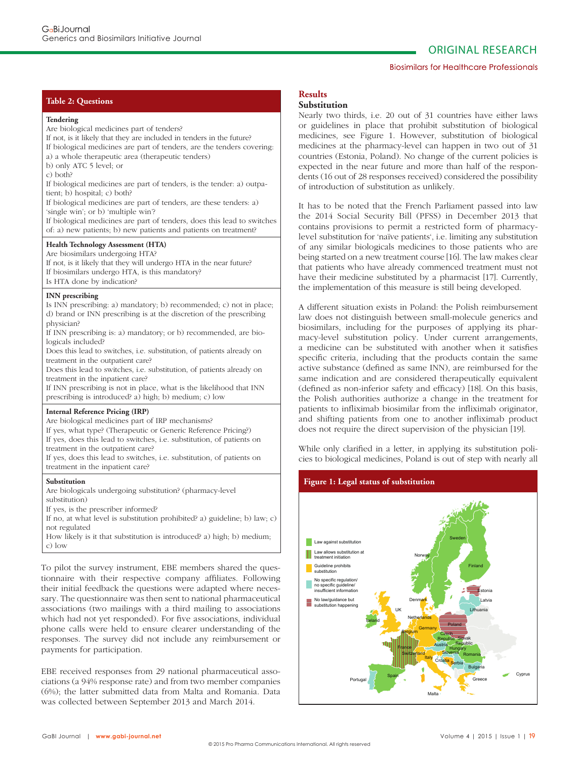**Table 2: Questions**

**Tendering**
Are biological medicines part of tenders?
If not, is it likely that they are included in tenders in the future?
If biological medicines are part of tenders, are the tenders covering: a) a whole therapeutic area (therapeutic tenders)
b) only ATC 5 level; or
c) both?
If biological medicines are part of tenders, is the tender: a) outpatient; b) hospital; c) both?
If biological medicines are part of tenders, are these tenders: a) 'single win'; or b) 'multiple win'?
If biological medicines are part of tenders, does this lead to switches of: a) new patients; b) new patients and patients on treatment?

**Health Technology Assessment (HTA)**
Are biosimilars undergoing HTA?
If not, is it likely that they will undergo HTA in the near future?
If biosimilars undergo HTA, is this mandatory?
Is HTA done by indication?

**INN prescribing**
Is INN prescribing: a) mandatory; b) recommended; c) not in place; d) brand or INN prescribing is at the discretion of the prescribing physician?
If INN prescribing is: a) mandatory; or b) recommended, are biologicals included?
Does this lead to switches, i.e. substitution, of patients already on treatment in the outpatient care?
Does this lead to switches, i.e. substitution, of patients already on treatment in the inpatient care?
If INN prescribing is not in place, what is the likelihood that INN prescribing is introduced? a) high; b) medium; c) low

**Internal Reference Pricing (IRP)**
Are biological medicines part of IRP mechanisms?
If yes, what type? (Therapeutic or Generic Reference Pricing?)
If yes, does this lead to switches, i.e. substitution, of patients on treatment in the outpatient care?
If yes, does this lead to switches, i.e. substitution, of patients on treatment in the inpatient care?

**Substitution**
Are biologicals undergoing substitution? (pharmacy-level substitution)
If yes, is the prescriber informed?
If no, at what level is substitution prohibited? a) guideline; b) law; c) not regulated
How likely is it that substitution is introduced? a) high; b) medium; c) low

To pilot the survey instrument, EBE members shared the questionnaire with their respective company affiliates. Following their initial feedback the questions were adapted where necessary. The questionnaire was then sent to national pharmaceutical associations (two mailings with a third mailing to associations which had not yet responded). For five associations, individual phone calls were held to ensure clearer understanding of the responses. The survey did not include any reimbursement or payments for participation.

EBE received responses from 29 national pharmaceutical associations (a 94% response rate) and from two member companies (6%); the latter submitted data from Malta and Romania. Data was collected between September 2013 and March 2014.

## Results

### Substitution

Nearly two thirds, i.e. 20 out of 31 countries have either laws or guidelines in place that prohibit substitution of biological medicines, see Figure 1. However, substitution of biological medicines at the pharmacy-level can happen in two out of 31 countries (Estonia, Poland). No change of the current policies is expected in the near future and more than half of the respondents (16 out of 28 responses received) considered the possibility of introduction of substitution as unlikely.

It has to be noted that the French Parliament passed into law the 2014 Social Security Bill (PFSS) in December 2013 that contains provisions to permit a restricted form of pharmacy-level substitution for 'naïve patients', i.e. limiting any substitution of any similar biologicals medicines to those patients who are being started on a new treatment course [16]. The law makes clear that patients who have already commenced treatment must not have their medicine substituted by a pharmacist [17]. Currently, the implementation of this measure is still being developed.

A different situation exists in Poland: the Polish reimbursement law does not distinguish between small-molecule generics and biosimilars, including for the purposes of applying its pharmacy-level substitution policy. Under current arrangements, a medicine can be substituted with another when it satisfies specific criteria, including that the products contain the same active substance (defined as same INN), are reimbursed for the same indication and are considered therapeutically equivalent (defined as non-inferior safety and efficacy) [18]. On this basis, the Polish authorities authorize a change in the treatment for patients to infliximab biosimilar from the infliximab originator, and shifting patients from one to another infliximab product does not require the direct supervision of the physician [19].

While only clarified in a letter, in applying its substitution policies to biological medicines, Poland is out of step with nearly all

**Figure 1: Legal status of substitution**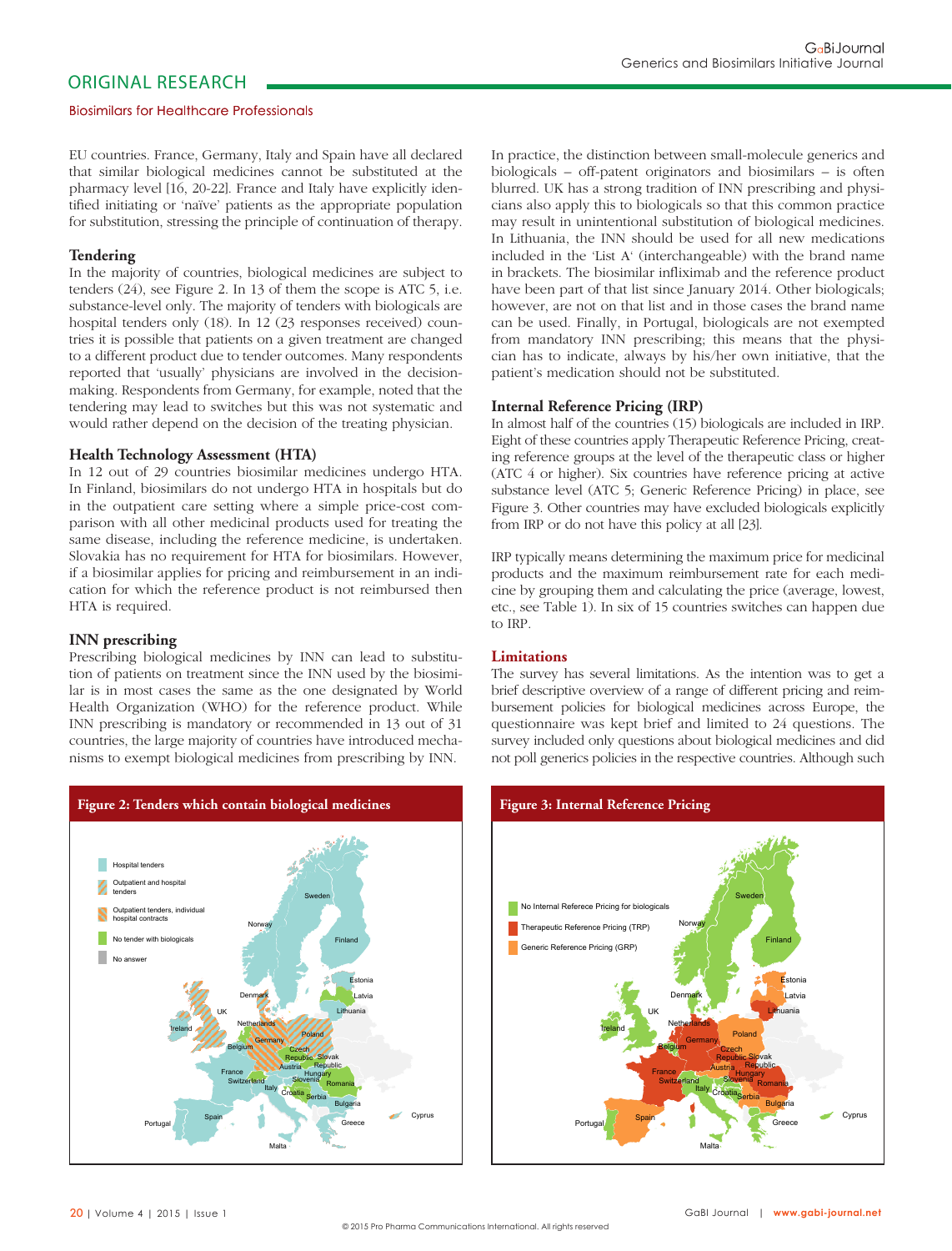EU countries. France, Germany, Italy and Spain have all declared that similar biological medicines cannot be substituted at the pharmacy level [16, 20-22]. France and Italy have explicitly identified initiating or 'naïve' patients as the appropriate population for substitution, stressing the principle of continuation of therapy.

### Tendering

In the majority of countries, biological medicines are subject to tenders (24), see Figure 2. In 13 of them the scope is ATC 5, i.e. substance-level only. The majority of tenders with biologicals are hospital tenders only (18). In 12 (23 responses received) countries it is possible that patients on a given treatment are changed to a different product due to tender outcomes. Many respondents reported that 'usually' physicians are involved in the decision-making. Respondents from Germany, for example, noted that the tendering may lead to switches but this was not systematic and would rather depend on the decision of the treating physician.

### Health Technology Assessment (HTA)

In 12 out of 29 countries biosimilar medicines undergo HTA. In Finland, biosimilars do not undergo HTA in hospitals but do in the outpatient care setting where a simple price-cost comparison with all other medicinal products used for treating the same disease, including the reference medicine, is undertaken. Slovakia has no requirement for HTA for biosimilars. However, if a biosimilar applies for pricing and reimbursement in an indication for which the reference product is not reimbursed then HTA is required.

### INN prescribing

Prescribing biological medicines by INN can lead to substitution of patients on treatment since the INN used by the biosimilar is in most cases the same as the one designated by World Health Organization (WHO) for the reference product. While INN prescribing is mandatory or recommended in 13 out of 31 countries, the large majority of countries have introduced mechanisms to exempt biological medicines from prescribing by INN.

In practice, the distinction between small-molecule generics and biologicals – off-patent originators and biosimilars – is often blurred. UK has a strong tradition of INN prescribing and physicians also apply this to biologicals so that this common practice may result in unintentional substitution of biological medicines. In Lithuania, the INN should be used for all new medications included in the 'List A' (interchangeable) with the brand name in brackets. The biosimilar infliximab and the reference product have been part of that list since January 2014. Other biologicals; however, are not on that list and in those cases the brand name can be used. Finally, in Portugal, biologicals are not exempted from mandatory INN prescribing; this means that the physician has to indicate, always by his/her own initiative, that the patient's medication should not be substituted.

### Internal Reference Pricing (IRP)

In almost half of the countries (15) biologicals are included in IRP. Eight of these countries apply Therapeutic Reference Pricing, creating reference groups at the level of the therapeutic class or higher (ATC 4 or higher). Six countries have reference pricing at active substance level (ATC 5; Generic Reference Pricing) in place, see Figure 3. Other countries may have excluded biologicals explicitly from IRP or do not have this policy at all [23].

IRP typically means determining the maximum price for medicinal products and the maximum reimbursement rate for each medicine by grouping them and calculating the price (average, lowest, etc., see Table 1). In six of 15 countries switches can happen due to IRP.

### Limitations

The survey has several limitations. As the intention was to get a brief descriptive overview of a range of different pricing and reimbursement policies for biological medicines across Europe, the questionnaire was kept brief and limited to 24 questions. The survey included only questions about biological medicines and did not poll generics policies in the respective countries. Although such

**Figure 2: Tenders which contain biological medicines**

**Figure 3: Internal Reference Pricing**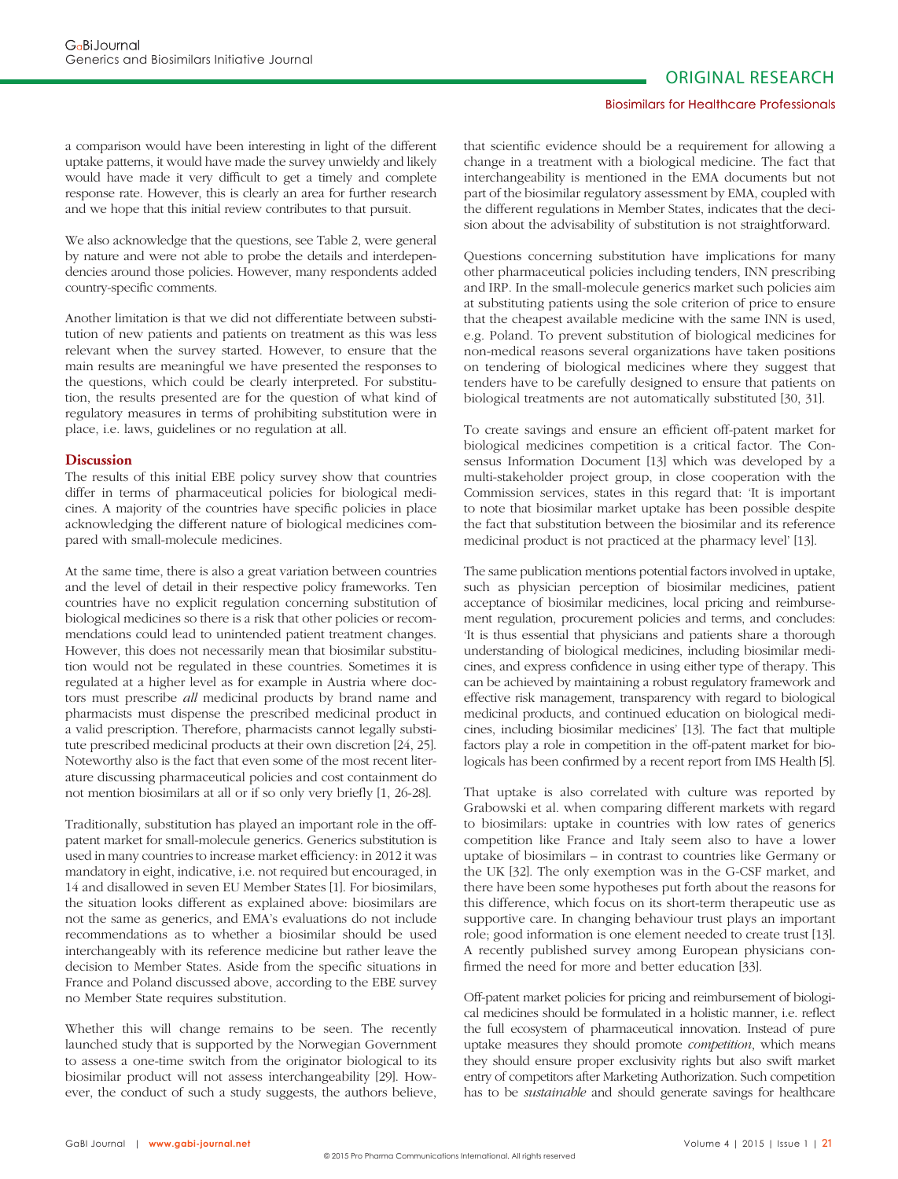a comparison would have been interesting in light of the different uptake patterns, it would have made the survey unwieldy and likely would have made it very difficult to get a timely and complete response rate. However, this is clearly an area for further research and we hope that this initial review contributes to that pursuit.

We also acknowledge that the questions, see Table 2, were general by nature and were not able to probe the details and interdependencies around those policies. However, many respondents added country-specific comments.

Another limitation is that we did not differentiate between substitution of new patients and patients on treatment as this was less relevant when the survey started. However, to ensure that the main results are meaningful we have presented the responses to the questions, which could be clearly interpreted. For substitution, the results presented are for the question of what kind of regulatory measures in terms of prohibiting substitution were in place, i.e. laws, guidelines or no regulation at all.

## Discussion

The results of this initial EBE policy survey show that countries differ in terms of pharmaceutical policies for biological medicines. A majority of the countries have specific policies in place acknowledging the different nature of biological medicines compared with small-molecule medicines.

At the same time, there is also a great variation between countries and the level of detail in their respective policy frameworks. Ten countries have no explicit regulation concerning substitution of biological medicines so there is a risk that other policies or recommendations could lead to unintended patient treatment changes. However, this does not necessarily mean that biosimilar substitution would not be regulated in these countries. Sometimes it is regulated at a higher level as for example in Austria where doctors must prescribe *all* medicinal products by brand name and pharmacists must dispense the prescribed medicinal product in a valid prescription. Therefore, pharmacists cannot legally substitute prescribed medicinal products at their own discretion [24, 25]. Noteworthy also is the fact that even some of the most recent literature discussing pharmaceutical policies and cost containment do not mention biosimilars at all or if so only very briefly [1, 26-28].

Traditionally, substitution has played an important role in the off-patent market for small-molecule generics. Generics substitution is used in many countries to increase market efficiency: in 2012 it was mandatory in eight, indicative, i.e. not required but encouraged, in 14 and disallowed in seven EU Member States [1]. For biosimilars, the situation looks different as explained above: biosimilars are not the same as generics, and EMA's evaluations do not include recommendations as to whether a biosimilar should be used interchangeably with its reference medicine but rather leave the decision to Member States. Aside from the specific situations in France and Poland discussed above, according to the EBE survey no Member State requires substitution.

Whether this will change remains to be seen. The recently launched study that is supported by the Norwegian Government to assess a one-time switch from the originator biological to its biosimilar product will not assess interchangeability [29]. However, the conduct of such a study suggests, the authors believe, that scientific evidence should be a requirement for allowing a change in a treatment with a biological medicine. The fact that interchangeability is mentioned in the EMA documents but not part of the biosimilar regulatory assessment by EMA, coupled with the different regulations in Member States, indicates that the decision about the advisability of substitution is not straightforward.

Questions concerning substitution have implications for many other pharmaceutical policies including tenders, INN prescribing and IRP. In the small-molecule generics market such policies aim at substituting patients using the sole criterion of price to ensure that the cheapest available medicine with the same INN is used, e.g. Poland. To prevent substitution of biological medicines for non-medical reasons several organizations have taken positions on tendering of biological medicines where they suggest that tenders have to be carefully designed to ensure that patients on biological treatments are not automatically substituted [30, 31].

To create savings and ensure an efficient off-patent market for biological medicines competition is a critical factor. The Consensus Information Document [13] which was developed by a multi-stakeholder project group, in close cooperation with the Commission services, states in this regard that: 'It is important to note that biosimilar market uptake has been possible despite the fact that substitution between the biosimilar and its reference medicinal product is not practiced at the pharmacy level' [13].

The same publication mentions potential factors involved in uptake, such as physician perception of biosimilar medicines, patient acceptance of biosimilar medicines, local pricing and reimbursement regulation, procurement policies and terms, and concludes: 'It is thus essential that physicians and patients share a thorough understanding of biological medicines, including biosimilar medicines, and express confidence in using either type of therapy. This can be achieved by maintaining a robust regulatory framework and effective risk management, transparency with regard to biological medicinal products, and continued education on biological medicines, including biosimilar medicines' [13]. The fact that multiple factors play a role in competition in the off-patent market for biologicals has been confirmed by a recent report from IMS Health [5].

That uptake is also correlated with culture was reported by Grabowski et al. when comparing different markets with regard to biosimilars: uptake in countries with low rates of generics competition like France and Italy seem also to have a lower uptake of biosimilars – in contrast to countries like Germany or the UK [32]. The only exemption was in the G-CSF market, and there have been some hypotheses put forth about the reasons for this difference, which focus on its short-term therapeutic use as supportive care. In changing behaviour trust plays an important role; good information is one element needed to create trust [13]. A recently published survey among European physicians confirmed the need for more and better education [33].

Off-patent market policies for pricing and reimbursement of biological medicines should be formulated in a holistic manner, i.e. reflect the full ecosystem of pharmaceutical innovation. Instead of pure uptake measures they should promote *competition*, which means they should ensure proper exclusivity rights but also swift market entry of competitors after Marketing Authorization. Such competition has to be *sustainable* and should generate savings for healthcare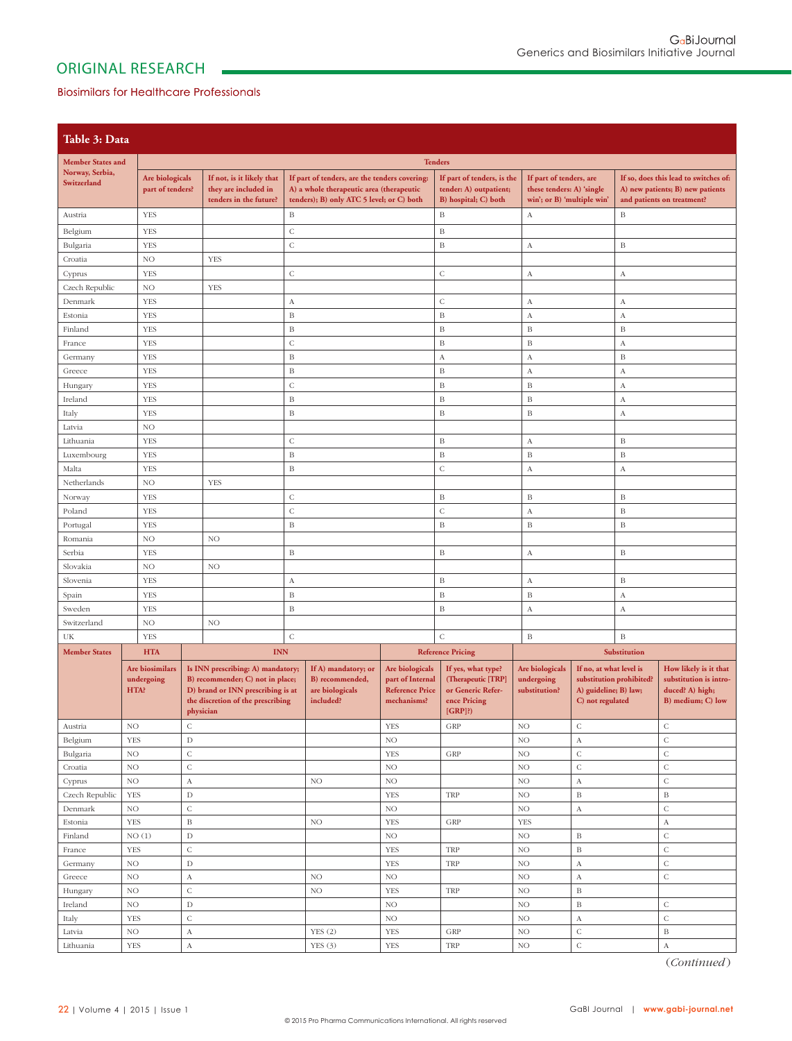**Table 3: Data**

| Member States and Norway, Serbia, Switzerland | Tenders | | | | | |
|---|---|---|---|---|---|---|
| | Are biologicals part of tenders? | If not, is it likely that they are included in tenders in the future? | If part of tenders, are the tenders covering: A) a whole therapeutic area (therapeutic tenders); B) only ATC 5 level; or C) both | If part of tenders, is the tender: A) outpatient; B) hospital; C) both | If part of tenders, are these tenders: A) 'single win'; or B) 'multiple win' | If so, does this lead to switches of: A) new patients; B) new patients and patients on treatment? |
| Austria | YES | | B | B | A | B |
| Belgium | YES | | C | B | | |
| Bulgaria | YES | | C | B | A | B |
| Croatia | NO | YES | | | | |
| Cyprus | YES | | C | C | A | A |
| Czech Republic | NO | YES | | | | |
| Denmark | YES | | A | C | A | A |
| Estonia | YES | | B | B | A | A |
| Finland | YES | | B | B | B | B |
| France | YES | | C | B | B | A |
| Germany | YES | | B | A | A | B |
| Greece | YES | | B | B | A | A |
| Hungary | YES | | C | B | B | A |
| Ireland | YES | | B | B | B | A |
| Italy | YES | | B | B | B | A |
| Latvia | NO | | | | | |
| Lithuania | YES | | C | B | A | B |
| Luxembourg | YES | | B | B | B | B |
| Malta | YES | | B | C | A | A |
| Netherlands | NO | YES | | | | |
| Norway | YES | | C | B | B | B |
| Poland | YES | | C | C | A | B |
| Portugal | YES | | B | B | B | B |
| Romania | NO | NO | | | | |
| Serbia | YES | | B | B | A | B |
| Slovakia | NO | NO | | | | |
| Slovenia | YES | | A | B | A | B |
| Spain | YES | | B | B | B | A |
| Sweden | YES | | B | B | A | A |
| Switzerland | NO | NO | | | | |
| UK | YES | | C | C | B | B |

| Member States | HTA | INN | | Reference Pricing | | Substitution | | |
|---|---|---|---|---|---|---|---|---|
| | Are biosimilars undergoing HTA? | Is INN prescribing: A) mandatory; B) recommender; C) not in place; D) brand or INN prescribing is at the discretion of the prescribing physician | If A) mandatory; or B) recommended, are biologicals included? | Are biologicals part of Internal Reference Price mechanisms? | If yes, what type? (Therapeutic [TRP] or Generic Reference Pricing [GRP]?) | Are biologicals undergoing substitution? | If no, at what level is substitution prohibited? A) guideline; B) law; C) not regulated | How likely is it that substitution is introduced? A) high; B) medium; C) low |
| Austria | NO | C | | YES | GRP | NO | C | C |
| Belgium | YES | D | | NO | | NO | A | C |
| Bulgaria | NO | C | | YES | GRP | NO | C | C |
| Croatia | NO | C | | NO | | NO | C | C |
| Cyprus | NO | A | NO | NO | | NO | A | C |
| Czech Republic | YES | D | | YES | TRP | NO | B | B |
| Denmark | NO | C | | NO | | NO | A | C |
| Estonia | YES | B | NO | YES | GRP | YES | | A |
| Finland | NO (1) | D | | NO | | NO | B | C |
| France | YES | C | | YES | TRP | NO | B | C |
| Germany | NO | D | | YES | TRP | NO | A | C |
| Greece | NO | A | NO | NO | | NO | A | C |
| Hungary | NO | C | NO | YES | TRP | NO | B | |
| Ireland | NO | D | | NO | | NO | B | C |
| Italy | YES | C | | NO | | NO | A | C |
| Latvia | NO | A | YES (2) | YES | GRP | NO | C | B |
| Lithuania | YES | A | YES (3) | YES | TRP | NO | C | A |

(*Continued*)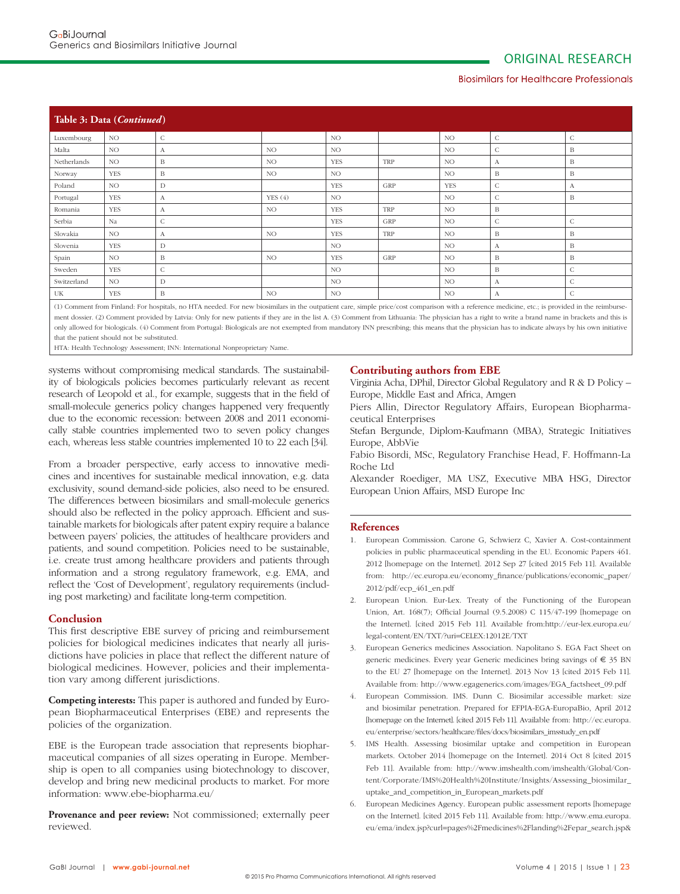**Table 3: Data (*Continued*)**

| | | | | | | | | |
|---|---|---|---|---|---|---|---|---|
| Luxembourg | NO | C | | NO | | NO | C | C |
| Malta | NO | A | NO | NO | | NO | C | B |
| Netherlands | NO | B | NO | YES | TRP | NO | A | B |
| Norway | YES | B | NO | NO | | NO | B | B |
| Poland | NO | D | | YES | GRP | YES | C | A |
| Portugal | YES | A | YES (4) | NO | | NO | C | B |
| Romania | YES | A | NO | YES | TRP | NO | B | |
| Serbia | Na | C | | YES | GRP | NO | C | C |
| Slovakia | NO | A | NO | YES | TRP | NO | B | B |
| Slovenia | YES | D | | NO | | NO | A | B |
| Spain | NO | B | NO | YES | GRP | NO | B | B |
| Sweden | YES | C | | NO | | NO | B | C |
| Switzerland | NO | D | | NO | | NO | A | C |
| UK | YES | B | NO | NO | | NO | A | C |

(1) Comment from Finland: For hospitals, no HTA needed. For new biosimilars in the outpatient care, simple price/cost comparison with a reference medicine, etc.; is provided in the reimbursement dossier. (2) Comment provided by Latvia: Only for new patients if they are in the list A. (3) Comment from Lithuania: The physician has a right to write a brand name in brackets and this is only allowed for biologicals. (4) Comment from Portugal: Biologicals are not exempted from mandatory INN prescribing; this means that the physician has to indicate always by his own initiative that the patient should not be substituted.

HTA: Health Technology Assessment; INN: International Nonproprietary Name.

systems without compromising medical standards. The sustainability of biologicals policies becomes particularly relevant as recent research of Leopold et al., for example, suggests that in the field of small-molecule generics policy changes happened very frequently due to the economic recession: between 2008 and 2011 economically stable countries implemented two to seven policy changes each, whereas less stable countries implemented 10 to 22 each [34].

From a broader perspective, early access to innovative medicines and incentives for sustainable medical innovation, e.g. data exclusivity, sound demand-side policies, also need to be ensured. The differences between biosimilars and small-molecule generics should also be reflected in the policy approach. Efficient and sustainable markets for biologicals after patent expiry require a balance between payers' policies, the attitudes of healthcare providers and patients, and sound competition. Policies need to be sustainable, i.e. create trust among healthcare providers and patients through information and a strong regulatory framework, e.g. EMA, and reflect the 'Cost of Development', regulatory requirements (including post marketing) and facilitate long-term competition.

## Conclusion

This first descriptive EBE survey of pricing and reimbursement policies for biological medicines indicates that nearly all jurisdictions have policies in place that reflect the different nature of biological medicines. However, policies and their implementation vary among different jurisdictions.

**Competing interests:** This paper is authored and funded by European Biopharmaceutical Enterprises (EBE) and represents the policies of the organization.

EBE is the European trade association that represents biopharmaceutical companies of all sizes operating in Europe. Membership is open to all companies using biotechnology to discover, develop and bring new medicinal products to market. For more information: www.ebe-biopharma.eu/

**Provenance and peer review:** Not commissioned; externally peer reviewed.

## Contributing authors from EBE

Virginia Acha, DPhil, Director Global Regulatory and R & D Policy – Europe, Middle East and Africa, Amgen

Piers Allin, Director Regulatory Affairs, European Biopharmaceutical Enterprises

Stefan Bergunde, Diplom-Kaufmann (MBA), Strategic Initiatives Europe, AbbVie

Fabio Bisordi, MSc, Regulatory Franchise Head, F. Hoffmann-La Roche Ltd

Alexander Roediger, MA USZ, Executive MBA HSG, Director European Union Affairs, MSD Europe Inc

## References

1. European Commission. Carone G, Schwierz C, Xavier A. Cost-containment policies in public pharmaceutical spending in the EU. Economic Papers 461. 2012 [homepage on the Internet]. 2012 Sep 27 [cited 2015 Feb 11]. Available from: http://ec.europa.eu/economy_finance/publications/economic_paper/2012/pdf/ecp_461_en.pdf
2. European Union. Eur-Lex. Treaty of the Functioning of the European Union, Art. 168(7); Official Journal (9.5.2008) C 115/47-199 [homepage on the Internet]. [cited 2015 Feb 11]. Available from:http://eur-lex.europa.eu/legal-content/EN/TXT/?uri=CELEX:12012E/TXT
3. European Generics medicines Association. Napolitano S. EGA Fact Sheet on generic medicines. Every year Generic medicines bring savings of € 35 BN to the EU 27 [homepage on the Internet]. 2013 Nov 13 [cited 2015 Feb 11]. Available from: http://www.egagenerics.com/images/EGA_factsheet_09.pdf
4. European Commission. IMS. Dunn C. Biosimilar accessible market: size and biosimilar penetration. Prepared for EFPIA-EGA-EuropaBio, April 2012 [homepage on the Internet]. [cited 2015 Feb 11]. Available from: http://ec.europa.eu/enterprise/sectors/healthcare/files/docs/biosimilars_imsstudy_en.pdf
5. IMS Health. Assessing biosimilar uptake and competition in European markets. October 2014 [homepage on the Internet]. 2014 Oct 8 [cited 2015 Feb 11]. Available from: http://www.imshealth.com/imshealth/Global/Content/Corporate/IMS%20Health%20Institute/Insights/Assessing_biosimilar_uptake_and_competition_in_European_markets.pdf
6. European Medicines Agency. European public assessment reports [homepage on the Internet]. [cited 2015 Feb 11]. Available from: http://www.ema.europa.eu/ema/index.jsp?curl=pages%2Fmedicines%2Flanding%2Fepar_search.jsp&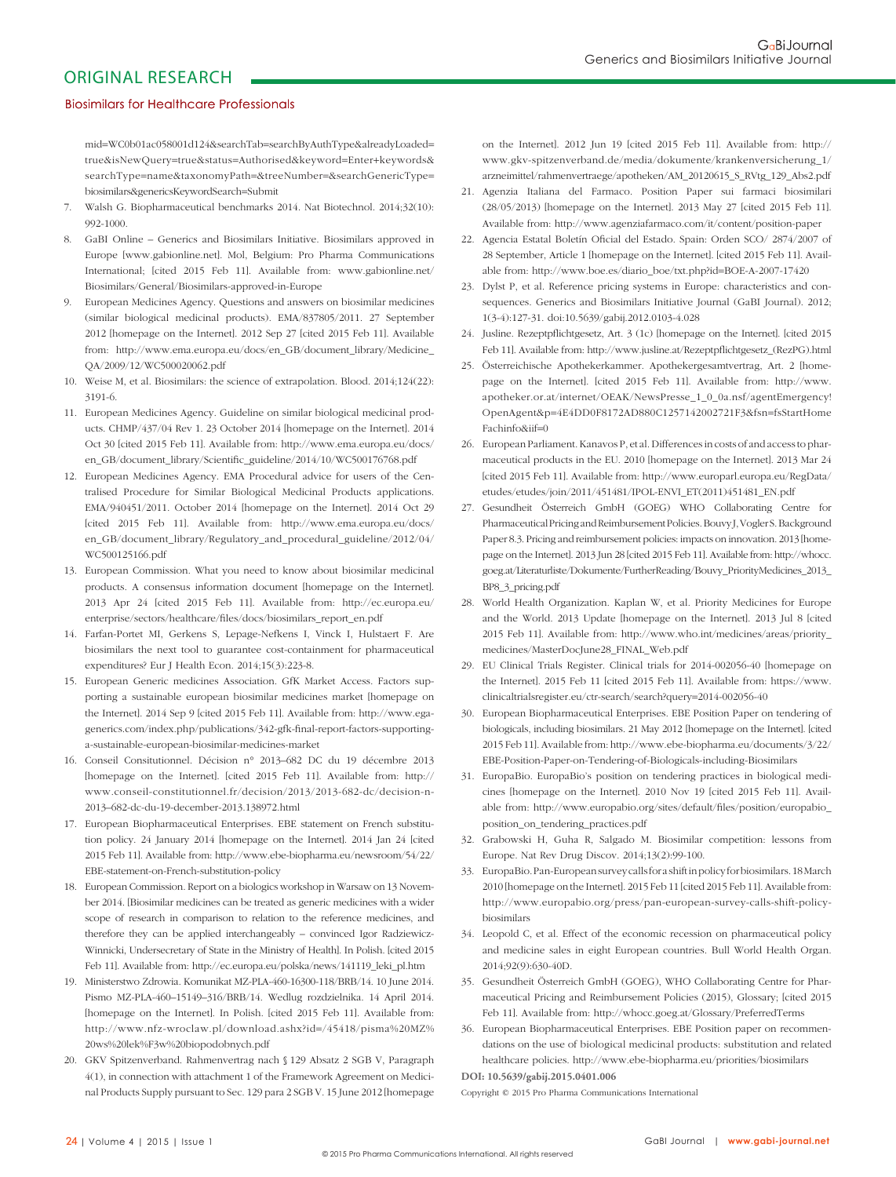mid=WC0b01ac058001d124&searchTab=searchByAuthType&alreadyLoaded=true&isNewQuery=true&status=Authorised&keyword=Enter+keywords&searchType=name&taxonomyPath=&treeNumber=&searchGenericType=biosimilars&genericsKeywordSearch=Submit

7. Walsh G. Biopharmaceutical benchmarks 2014. Nat Biotechnol. 2014;32(10):992-1000.
8. GaBI Online – Generics and Biosimilars Initiative. Biosimilars approved in Europe [www.gabionline.net]. Mol, Belgium: Pro Pharma Communications International; [cited 2015 Feb 11]. Available from: www.gabionline.net/Biosimilars/General/Biosimilars-approved-in-Europe
9. European Medicines Agency. Questions and answers on biosimilar medicines (similar biological medicinal products). EMA/837805/2011. 27 September 2012 [homepage on the Internet]. 2012 Sep 27 [cited 2015 Feb 11]. Available from: http://www.ema.europa.eu/docs/en_GB/document_library/Medicine_QA/2009/12/WC500020062.pdf
10. Weise M, et al. Biosimilars: the science of extrapolation. Blood. 2014;124(22):3191-6.
11. European Medicines Agency. Guideline on similar biological medicinal products. CHMP/437/04 Rev 1. 23 October 2014 [homepage on the Internet]. 2014 Oct 30 [cited 2015 Feb 11]. Available from: http://www.ema.europa.eu/docs/en_GB/document_library/Scientific_guideline/2014/10/WC500176768.pdf
12. European Medicines Agency. EMA Procedural advice for users of the Centralised Procedure for Similar Biological Medicinal Products applications. EMA/940451/2011. October 2014 [homepage on the Internet]. 2014 Oct 29 [cited 2015 Feb 11]. Available from: http://www.ema.europa.eu/docs/en_GB/document_library/Regulatory_and_procedural_guideline/2012/04/WC500125166.pdf
13. European Commission. What you need to know about biosimilar medicinal products. A consensus information document [homepage on the Internet]. 2013 Apr 24 [cited 2015 Feb 11]. Available from: http://ec.europa.eu/enterprise/sectors/healthcare/files/docs/biosimilars_report_en.pdf
14. Farfan-Portet MI, Gerkens S, Lepage-Nefkens I, Vinck I, Hulstaert F. Are biosimilars the next tool to guarantee cost-containment for pharmaceutical expenditures? Eur J Health Econ. 2014;15(3):223-8.
15. European Generic medicines Association. GfK Market Access. Factors supporting a sustainable european biosimilar medicines market [homepage on the Internet]. 2014 Sep 9 [cited 2015 Feb 11]. Available from: http://www.egagenerics.com/index.php/publications/342-gfk-final-report-factors-supporting-a-sustainable-european-biosimilar-medicines-market
16. Conseil Consitutionnel. Décision n° 2013–682 DC du 19 décembre 2013 [homepage on the Internet]. [cited 2015 Feb 11]. Available from: http://www.conseil-constitutionnel.fr/decision/2013/2013-682-dc/decision-n-2013–682-dc-du-19-december-2013.138972.html
17. European Biopharmaceutical Enterprises. EBE statement on French substitution policy. 24 January 2014 [homepage on the Internet]. 2014 Jan 24 [cited 2015 Feb 11]. Available from: http://www.ebe-biopharma.eu/newsroom/54/22/EBE-statement-on-French-substitution-policy
18. European Commission. Report on a biologics workshop in Warsaw on 13 November 2014. [Biosimilar medicines can be treated as generic medicines with a wider scope of research in comparison to relation to the reference medicines, and therefore they can be applied interchangeably – convinced Igor Radziewicz-Winnicki, Undersecretary of State in the Ministry of Health]. In Polish. [cited 2015 Feb 11]. Available from: http://ec.europa.eu/polska/news/141119_leki_pl.htm
19. Ministerstwo Zdrowia. Komunikat MZ-PLA-460-16300-118/BRB/14. 10 June 2014. Pismo MZ-PLA-460–15149–316/BRB/14. Wedlug rozdzielnika. 14 April 2014. [homepage on the Internet]. In Polish. [cited 2015 Feb 11]. Available from: http://www.nfz-wroclaw.pl/download.ashx?id=/45418/pisma%20MZ%20ws%20lek%F3w%20biopodobnych.pdf
20. GKV Spitzenverband. Rahmenvertrag nach § 129 Absatz 2 SGB V, Paragraph 4(1), in connection with attachment 1 of the Framework Agreement on Medicinal Products Supply pursuant to Sec. 129 para 2 SGB V. 15 June 2012 [homepage on the Internet]. 2012 Jun 19 [cited 2015 Feb 11]. Available from: http://www.gkv-spitzenverband.de/media/dokumente/krankenversicherung_1/arzneimittel/rahmenvertraege/apotheken/AM_20120615_S_RVtg_129_Abs2.pdf
21. Agenzia Italiana del Farmaco. Position Paper sui farmaci biosimilari (28/05/2013) [homepage on the Internet]. 2013 May 27 [cited 2015 Feb 11]. Available from: http://www.agenziafarmaco.com/it/content/position-paper
22. Agencia Estatal Boletín Oficial del Estado. Spain: Orden SCO/ 2874/2007 of 28 September, Article 1 [homepage on the Internet]. [cited 2015 Feb 11]. Available from: http://www.boe.es/diario_boe/txt.php?id=BOE-A-2007-17420
23. Dylst P, et al. Reference pricing systems in Europe: characteristics and consequences. Generics and Biosimilars Initiative Journal (GaBI Journal). 2012; 1(3-4):127-31. doi:10.5639/gabij.2012.0103-4.028
24. Jusline. Rezeptpflichtgesetz, Art. 3 (1c) [homepage on the Internet]. [cited 2015 Feb 11]. Available from: http://www.jusline.at/Rezeptpflichtgesetz_(RezPG).html
25. Österreichische Apothekerkammer. Apothekergesamtvertrag, Art. 2 [homepage on the Internet]. [cited 2015 Feb 11]. Available from: http://www.apotheker.or.at/internet/OEAK/NewsPresse_1_0_0a.nsf/agentEmergency!OpenAgent&p=4E4DD0F8172AD880C1257142002721F3&fsn=fsStartHomeFachinfo&iif=0
26. European Parliament. Kanavos P, et al. Differences in costs of and access to pharmaceutical products in the EU. 2010 [homepage on the Internet]. 2013 Mar 24 [cited 2015 Feb 11]. Available from: http://www.europarl.europa.eu/RegData/etudes/etudes/join/2011/451481/IPOL-ENVI_ET(2011)451481_EN.pdf
27. Gesundheit Österreich GmbH (GOEG) WHO Collaborating Centre for Pharmaceutical Pricing and Reimbursement Policies. Bouvy J, Vogler S. Background Paper 8.3. Pricing and reimbursement policies: impacts on innovation. 2013 [homepage on the Internet]. 2013 Jun 28 [cited 2015 Feb 11]. Available from: http://whocc.goeg.at/Literaturliste/Dokumente/FurtherReading/Bouvy_PriorityMedicines_2013_BP8_3_pricing.pdf
28. World Health Organization. Kaplan W, et al. Priority Medicines for Europe and the World. 2013 Update [homepage on the Internet]. 2013 Jul 8 [cited 2015 Feb 11]. Available from: http://www.who.int/medicines/areas/priority_medicines/MasterDocJune28_FINAL_Web.pdf
29. EU Clinical Trials Register. Clinical trials for 2014-002056-40 [homepage on the Internet]. 2015 Feb 11 [cited 2015 Feb 11]. Available from: https://www.clinicaltrialsregister.eu/ctr-search/search?query=2014-002056-40
30. European Biopharmaceutical Enterprises. EBE Position Paper on tendering of biologicals, including biosimilars. 21 May 2012 [homepage on the Internet]. [cited 2015 Feb 11]. Available from: http://www.ebe-biopharma.eu/documents/3/22/EBE-Position-Paper-on-Tendering-of-Biologicals-including-Biosimilars
31. EuropaBio. EuropaBio's position on tendering practices in biological medicines [homepage on the Internet]. 2010 Nov 19 [cited 2015 Feb 11]. Available from: http://www.europabio.org/sites/default/files/position/europabio_position_on_tendering_practices.pdf
32. Grabowski H, Guha R, Salgado M. Biosimilar competition: lessons from Europe. Nat Rev Drug Discov. 2014;13(2):99-100.
33. EuropaBio. Pan-European survey calls for a shift in policy for biosimilars. 18 March 2010 [homepage on the Internet]. 2015 Feb 11 [cited 2015 Feb 11]. Available from: http://www.europabio.org/press/pan-european-survey-calls-shift-policy-biosimilars
34. Leopold C, et al. Effect of the economic recession on pharmaceutical policy and medicine sales in eight European countries. Bull World Health Organ. 2014;92(9):630-40D.
35. Gesundheit Österreich GmbH (GOEG), WHO Collaborating Centre for Pharmaceutical Pricing and Reimbursement Policies (2015), Glossary; [cited 2015 Feb 11]. Available from: http://whocc.goeg.at/Glossary/PreferredTerms
36. European Biopharmaceutical Enterprises. EBE Position paper on recommendations on the use of biological medicinal products: substitution and related healthcare policies. http://www.ebe-biopharma.eu/priorities/biosimilars

**DOI: 10.5639/gabij.2015.0401.006**

Copyright © 2015 Pro Pharma Communications International